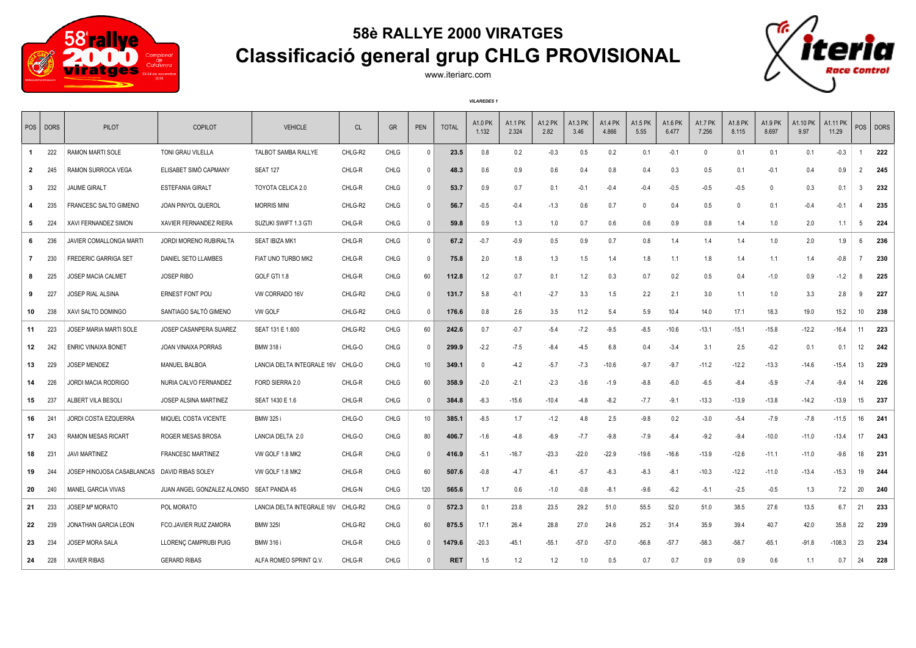# 58è RALLYE 2000 VIRATGES

## Classificació general grup CHLG PROVISIONAL

www.iteriarc.com

*VILAREDES 1*

| POS | DORS | PILOT | COPILOT | VEHICLE | CL | GR | PEN | TOTAL | A1.0 PK 1.132 | A1.1 PK 2.324 | A1.2 PK 2.82 | A1.3 PK 3.46 | A1.4 PK 4.866 | A1.5 PK 5.55 | A1.6 PK 6.477 | A1.7 PK 7.256 | A1.8 PK 8.115 | A1.9 PK 8.697 | A1.10 PK 9.97 | A1.11 PK 11.29 | POS | DORS |
|---|---|---|---|---|---|---|---|---|---|---|---|---|---|---|---|---|---|---|---|---|---|---|
| **1** | 222 | RAMON MARTI SOLE | TONI GRAU VILELLA | TALBOT SAMBA RALLYE | CHLG-R2 | CHLG | 0 | **23.5** | 0.8 | 0.2 | -0.3 | 0.5 | 0.2 | 0.1 | -0.1 | 0 | 0.1 | 0.1 | 0.1 | -0.3 | 1 | **222** |
| **2** | 245 | RAMON SURROCA VEGA | ELISABET SIMÓ CAPMANY | SEAT 127 | CHLG-R | CHLG | 0 | **48.3** | 0.6 | 0.9 | 0.6 | 0.4 | 0.8 | 0.4 | 0.3 | 0.5 | 0.1 | -0.1 | 0.4 | 0.9 | 2 | **245** |
| **3** | 232 | JAUME GIRALT | ESTEFANIA GIRALT | TOYOTA CELICA 2.0 | CHLG-R | CHLG | 0 | **53.7** | 0.9 | 0.7 | 0.1 | -0.1 | -0.4 | -0.4 | -0.5 | -0.5 | -0.5 | 0 | 0.3 | 0.1 | 3 | **232** |
| **4** | 235 | FRANCESC SALTO GIMENO | JOAN PINYOL QUEROL | MORRIS MINI | CHLG-R2 | CHLG | 0 | **56.7** | -0.5 | -0.4 | -1.3 | 0.6 | 0.7 | 0 | 0.4 | 0.5 | 0 | 0.1 | -0.4 | -0.1 | 4 | **235** |
| **5** | 224 | XAVI FERNANDEZ SIMON | XAVIER FERNANDEZ RIERA | SUZUKI SWIFT 1.3 GTI | CHLG-R | CHLG | 0 | **59.8** | 0.9 | 1.3 | 1.0 | 0.7 | 0.6 | 0.6 | 0.9 | 0.8 | 1.4 | 1.0 | 2.0 | 1.1 | 5 | **224** |
| **6** | 236 | JAVIER COMALLONGA MARTI | JORDI MORENO RUBIRALTA | SEAT IBIZA MK1 | CHLG-R | CHLG | 0 | **67.2** | -0.7 | -0.9 | 0.5 | 0.9 | 0.7 | 0.8 | 1.4 | 1.4 | 1.4 | 1.0 | 2.0 | 1.9 | 6 | **236** |
| **7** | 230 | FREDERIC GARRIGA SET | DANIEL SETO LLAMBES | FIAT UNO TURBO MK2 | CHLG-R | CHLG | 0 | **75.8** | 2.0 | 1.8 | 1.3 | 1.5 | 1.4 | 1.8 | 1.1 | 1.8 | 1.4 | 1.1 | 1.4 | -0.8 | 7 | **230** |
| **8** | 225 | JOSEP MACIA CALMET | JOSEP RIBO | GOLF GTI 1.8 | CHLG-R | CHLG | 60 | **112.8** | 1.2 | 0.7 | 0.1 | 1.2 | 0.3 | 0.7 | 0.2 | 0.5 | 0.4 | -1.0 | 0.9 | -1.2 | 8 | **225** |
| **9** | 227 | JOSEP RIAL ALSINA | ERNEST FONT POU | VW CORRADO 16V | CHLG-R2 | CHLG | 0 | **131.7** | 5.8 | -0.1 | -2.7 | 3.3 | 1.5 | 2.2 | 2.1 | 3.0 | 1.1 | 1.0 | 3.3 | 2.8 | 9 | **227** |
| **10** | 238 | XAVI SALTO DOMINGO | SANTIAGO SALTÓ GIMENO | VW GOLF | CHLG-R2 | CHLG | 0 | **176.6** | 0.8 | 2.6 | 3.5 | 11.2 | 5.4 | 5.9 | 10.4 | 14.0 | 17.1 | 18.3 | 19.0 | 15.2 | 10 | **238** |
| **11** | 223 | JOSEP MARIA MARTI SOLE | JOSEP CASANPERA SUAREZ | SEAT 131 E 1.600 | CHLG-R2 | CHLG | 60 | **242.6** | 0.7 | -0.7 | -5.4 | -7.2 | -9.5 | -8.5 | -10.6 | -13.1 | -15.1 | -15.8 | -12.2 | -16.4 | 11 | **223** |
| **12** | 242 | ENRIC VINAIXA BONET | JOAN VINAIXA PORRAS | BMW 318 i | CHLG-O | CHLG | 0 | **299.9** | -2.2 | -7.5 | -8.4 | -4.5 | 6.8 | 0.4 | -3.4 | 3.1 | 2.5 | -0.2 | 0.1 | 0.1 | 12 | **242** |
| **13** | 229 | JOSEP MENDEZ | MANUEL BALBOA | LANCIA DELTA INTEGRALE 16V | CHLG-O | CHLG | 10 | **349.1** | 0 | -4.2 | -5.7 | -7.3 | -10.6 | -9.7 | -9.7 | -11.2 | -12.2 | -13.3 | -14.6 | -15.4 | 13 | **229** |
| **14** | 226 | JORDI MACIA RODRIGO | NURIA CALVO FERNANDEZ | FORD SIERRA 2.0 | CHLG-R | CHLG | 60 | **358.9** | -2.0 | -2.1 | -2.3 | -3.6 | -1.9 | -8.8 | -6.0 | -6.5 | -8.4 | -5.9 | -7.4 | -9.4 | 14 | **226** |
| **15** | 237 | ALBERT VILA BESOLI | JOSEP ALSINA MARTINEZ | SEAT 1430 E 1.6 | CHLG-R | CHLG | 0 | **384.8** | -6.3 | -15.6 | -10.4 | -4.8 | -8.2 | -7.7 | -9.1 | -13.3 | -13.9 | -13.8 | -14.2 | -13.9 | 15 | **237** |
| **16** | 241 | JORDI COSTA EZQUERRA | MIQUEL COSTA VICENTE | BMW 325 i | CHLG-O | CHLG | 10 | **385.1** | -8.5 | 1.7 | -1.2 | 4.8 | 2.5 | -9.8 | 0.2 | -3.0 | -5.4 | -7.9 | -7.8 | -11.5 | 16 | **241** |
| **17** | 243 | RAMON MESAS RICART | ROGER MESAS BROSA | LANCIA DELTA 2.0 | CHLG-O | CHLG | 80 | **406.7** | -1.6 | -4.8 | -6.9 | -7.7 | -9.8 | -7.9 | -8.4 | -9.2 | -9.4 | -10.0 | -11.0 | -13.4 | 17 | **243** |
| **18** | 231 | JAVI MARTINEZ | FRANCESC MARTINEZ | VW GOLF 1.8 MK2 | CHLG-R | CHLG | 0 | **416.9** | -5.1 | -16.7 | -23.3 | -22.0 | -22.9 | -19.6 | -16.6 | -13.9 | -12.6 | -11.1 | -11.0 | -9.6 | 18 | **231** |
| **19** | 244 | JOSEP HINOJOSA CASABLANCAS | DAVID RIBAS SOLEY | VW GOLF 1.8 MK2 | CHLG-R | CHLG | 60 | **507.6** | -0.8 | -4.7 | -6.1 | -5.7 | -8.3 | -8.3 | -8.1 | -10.3 | -12.2 | -11.0 | -13.4 | -15.3 | 19 | **244** |
| **20** | 240 | MANEL GARCIA VIVAS | JUAN ANGEL GONZALEZ ALONSO | SEAT PANDA 45 | CHLG-N | CHLG | 120 | **565.6** | 1.7 | 0.6 | -1.0 | -0.8 | -8.1 | -9.6 | -6.2 | -5.1 | -2.5 | -0.5 | 1.3 | 7.2 | 20 | **240** |
| **21** | 233 | JOSEP Mª MORATO | POL MORATO | LANCIA DELTA INTEGRALE 16V | CHLG-R2 | CHLG | 0 | **572.3** | 0.1 | 23.8 | 23.5 | 29.2 | 51.0 | 55.5 | 52.0 | 51.0 | 38.5 | 27.6 | 13.5 | 6.7 | 21 | **233** |
| **22** | 239 | JONATHAN GARCIA LEON | FCO.JAVIER RUIZ ZAMORA | BMW 325I | CHLG-R2 | CHLG | 60 | **875.5** | 17.1 | 26.4 | 28.8 | 27.0 | 24.6 | 25.2 | 31.4 | 35.9 | 39.4 | 40.7 | 42.0 | 35.8 | 22 | **239** |
| **23** | 234 | JOSEP MORA SALA | LLORENÇ CAMPRUBI PUIG | BMW 316 i | CHLG-R | CHLG | 0 | **1479.6** | -20.3 | -45.1 | -55.1 | -57.0 | -57.0 | -56.8 | -57.7 | -58.3 | -58.7 | -65.1 | -91.8 | -108.3 | 23 | **234** |
| **24** | 228 | XAVIER RIBAS | GERARD RIBAS | ALFA ROMEO SPRINT Q.V. | CHLG-R | CHLG | 0 | **RET** | 1.5 | 1.2 | 1.2 | 1.0 | 0.5 | 0.7 | 0.7 | 0.9 | 0.9 | 0.6 | 1.1 | 0.7 | 24 | **228** |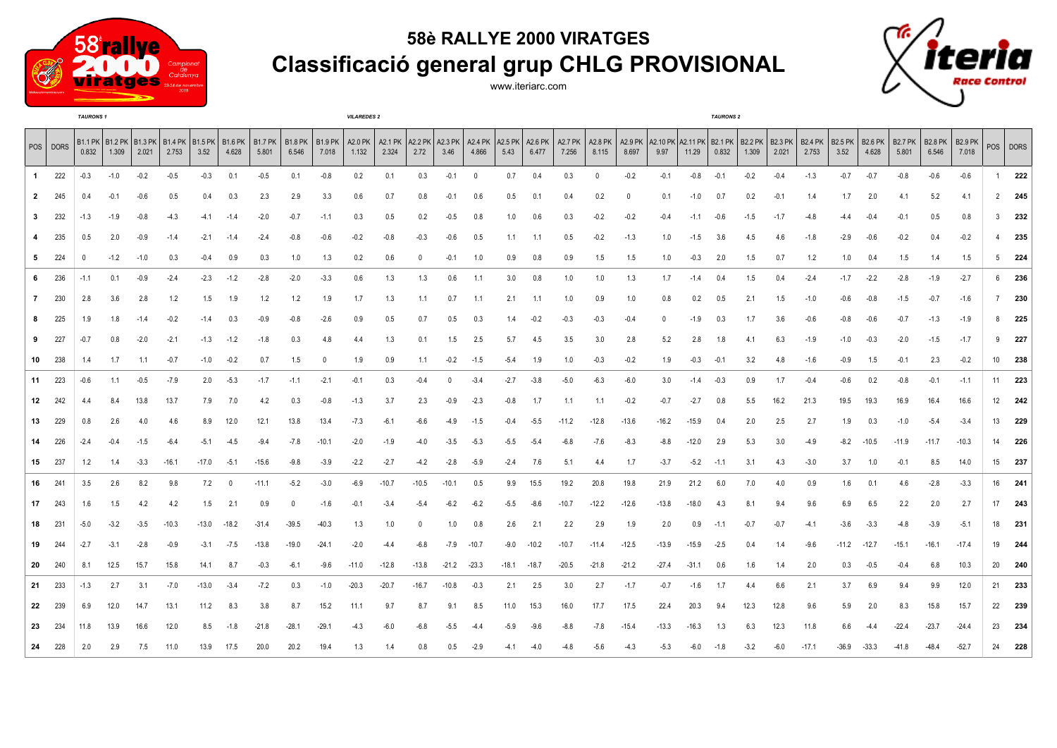# 58è RALLYE 2000 VIRATGES

## Classificació general grup CHLG PROVISIONAL

www.iteriarc.com

| | | TAURONS 1 | | | | | | | | | VILAREDES 2 | | | | | | | | | | | | TAURONS 2 | | | | | | | | | | |
|---|---|---|---|---|---|---|---|---|---|---|---|---|---|---|---|---|---|---|---|---|---|---|---|---|---|---|---|---|---|---|---|---|---|
| POS | DORS | B1.1 PK 0.832 | B1.2 PK 1.309 | B1.3 PK 2.021 | B1.4 PK 2.753 | B1.5 PK 3.52 | B1.6 PK 4.628 | B1.7 PK 5.801 | B1.8 PK 6.546 | B1.9 PK 7.018 | A2.0 PK 1.132 | A2.1 PK 2.324 | A2.2 PK 2.72 | A2.3 PK 3.46 | A2.4 PK 4.866 | A2.5 PK 5.43 | A2.6 PK 6.477 | A2.7 PK 7.256 | A2.8 PK 8.115 | A2.9 PK 8.697 | A2.10 PK 9.97 | A2.11 PK 11.29 | B2.1 PK 0.832 | B2.2 PK 1.309 | B2.3 PK 2.021 | B2.4 PK 2.753 | B2.5 PK 3.52 | B2.6 PK 4.628 | B2.7 PK 5.801 | B2.8 PK 6.546 | B2.9 PK 7.018 | POS | DORS |
| 1 | 222 | -0.3 | -1.0 | -0.2 | -0.5 | -0.3 | 0.1 | -0.5 | 0.1 | -0.8 | 0.2 | 0.1 | 0.3 | -0.1 | 0 | 0.7 | 0.4 | 0.3 | 0 | -0.2 | -0.1 | -0.8 | -0.1 | -0.2 | -0.4 | -1.3 | -0.7 | -0.7 | -0.8 | -0.6 | -0.6 | 1 | 222 |
| 2 | 245 | 0.4 | -0.1 | -0.6 | 0.5 | 0.4 | 0.3 | 2.3 | 2.9 | 3.3 | 0.6 | 0.7 | 0.8 | -0.1 | 0.6 | 0.5 | 0.1 | 0.4 | 0.2 | 0 | 0.1 | -1.0 | 0.7 | 0.2 | -0.1 | 1.4 | 1.7 | 2.0 | 4.1 | 5.2 | 4.1 | 2 | 245 |
| 3 | 232 | -1.3 | -1.9 | -0.8 | -4.3 | -4.1 | -1.4 | -2.0 | -0.7 | -1.1 | 0.3 | 0.5 | 0.2 | -0.5 | 0.8 | 1.0 | 0.6 | 0.3 | -0.2 | -0.2 | -0.4 | -1.1 | -0.6 | -1.5 | -1.7 | -4.8 | -4.4 | -0.4 | -0.1 | 0.5 | 0.8 | 3 | 232 |
| 4 | 235 | 0.5 | 2.0 | -0.9 | -1.4 | -2.1 | -1.4 | -2.4 | -0.8 | -0.6 | -0.2 | -0.8 | -0.3 | -0.6 | 0.5 | 1.1 | 1.1 | 0.5 | -0.2 | -1.3 | 1.0 | -1.5 | 3.6 | 4.5 | 4.6 | -1.8 | -2.9 | -0.6 | -0.2 | 0.4 | -0.2 | 4 | 235 |
| 5 | 224 | 0 | -1.2 | -1.0 | 0.3 | -0.4 | 0.9 | 0.3 | 1.0 | 1.3 | 0.2 | 0.6 | 0 | -0.1 | 1.0 | 0.9 | 0.8 | 0.9 | 1.5 | 1.5 | 1.0 | -0.3 | 2.0 | 1.5 | 0.7 | 1.2 | 1.0 | 0.4 | 1.5 | 1.4 | 1.5 | 5 | 224 |
| 6 | 236 | -1.1 | 0.1 | -0.9 | -2.4 | -2.3 | -1.2 | -2.8 | -2.0 | -3.3 | 0.6 | 1.3 | 1.3 | 0.6 | 1.1 | 3.0 | 0.8 | 1.0 | 1.0 | 1.3 | 1.7 | -1.4 | 0.4 | 1.5 | 0.4 | -2.4 | -1.7 | -2.2 | -2.8 | -1.9 | -2.7 | 6 | 236 |
| 7 | 230 | 2.8 | 3.6 | 2.8 | 1.2 | 1.5 | 1.9 | 1.2 | 1.2 | 1.9 | 1.7 | 1.3 | 1.1 | 0.7 | 1.1 | 2.1 | 1.1 | 1.0 | 0.9 | 1.0 | 0.8 | 0.2 | 0.5 | 2.1 | 1.5 | -1.0 | -0.6 | -0.8 | -1.5 | -0.7 | -1.6 | 7 | 230 |
| 8 | 225 | 1.9 | 1.8 | -1.4 | -0.2 | -1.4 | 0.3 | -0.9 | -0.8 | -2.6 | 0.9 | 0.5 | 0.7 | 0.5 | 0.3 | 1.4 | -0.2 | -0.3 | -0.3 | -0.4 | 0 | -1.9 | 0.3 | 1.7 | 3.6 | -0.6 | -0.8 | -0.6 | -0.7 | -1.3 | -1.9 | 8 | 225 |
| 9 | 227 | -0.7 | 0.8 | -2.0 | -2.1 | -1.3 | -1.2 | -1.8 | 0.3 | 4.8 | 4.4 | 1.3 | 0.1 | 1.5 | 2.5 | 5.7 | 4.5 | 3.5 | 3.0 | 2.8 | 5.2 | 2.8 | 1.8 | 4.1 | 6.3 | -1.9 | -1.0 | -0.3 | -2.0 | -1.5 | -1.7 | 9 | 227 |
| 10 | 238 | 1.4 | 1.7 | 1.1 | -0.7 | -1.0 | -0.2 | 0.7 | 1.5 | 0 | 1.9 | 0.9 | 1.1 | -0.2 | -1.5 | -5.4 | 1.9 | 1.0 | -0.3 | -0.2 | 1.9 | -0.3 | -0.1 | 3.2 | 4.8 | -1.6 | -0.9 | 1.5 | -0.1 | 2.3 | -0.2 | 10 | 238 |
| 11 | 223 | -0.6 | 1.1 | -0.5 | -7.9 | 2.0 | -5.3 | -1.7 | -1.1 | -2.1 | -0.1 | 0.3 | -0.4 | 0 | -3.4 | -2.7 | -3.8 | -5.0 | -6.3 | -6.0 | 3.0 | -1.4 | -0.3 | 0.9 | 1.7 | -0.4 | -0.6 | 0.2 | -0.8 | -0.1 | -1.1 | 11 | 223 |
| 12 | 242 | 4.4 | 8.4 | 13.8 | 13.7 | 7.9 | 7.0 | 4.2 | 0.3 | -0.8 | -1.3 | 3.7 | 2.3 | -0.9 | -2.3 | -0.8 | 1.7 | 1.1 | 1.1 | -0.2 | -0.7 | -2.7 | 0.8 | 5.5 | 16.2 | 21.3 | 19.5 | 19.3 | 16.9 | 16.4 | 16.6 | 12 | 242 |
| 13 | 229 | 0.8 | 2.6 | 4.0 | 4.6 | 8.9 | 12.0 | 12.1 | 13.8 | 13.4 | -7.3 | -6.1 | -6.6 | -4.9 | -1.5 | -0.4 | -5.5 | -11.2 | -12.8 | -13.6 | -16.2 | -15.9 | 0.4 | 2.0 | 2.5 | 2.7 | 1.9 | 0.3 | -1.0 | -5.4 | -3.4 | 13 | 229 |
| 14 | 226 | -2.4 | -0.4 | -1.5 | -6.4 | -5.1 | -4.5 | -9.4 | -7.8 | -10.1 | -2.0 | -1.9 | -4.0 | -3.5 | -5.3 | -5.5 | -5.4 | -6.8 | -7.6 | -8.3 | -8.8 | -12.0 | 2.9 | 5.3 | 3.0 | -4.9 | -8.2 | -10.5 | -11.9 | -11.7 | -10.3 | 14 | 226 |
| 15 | 237 | 1.2 | 1.4 | -3.3 | -16.1 | -17.0 | -5.1 | -15.6 | -9.8 | -3.9 | -2.2 | -2.7 | -4.2 | -2.8 | -5.9 | -2.4 | 7.6 | 5.1 | 4.4 | 1.7 | -3.7 | -5.2 | -1.1 | 3.1 | 4.3 | -3.0 | 3.7 | 1.0 | -0.1 | 8.5 | 14.0 | 15 | 237 |
| 16 | 241 | 3.5 | 2.6 | 8.2 | 9.8 | 7.2 | 0 | -11.1 | -5.2 | -3.0 | -6.9 | -10.7 | -10.5 | -10.1 | 0.5 | 9.9 | 15.5 | 19.2 | 20.8 | 19.8 | 21.9 | 21.2 | 6.0 | 7.0 | 4.0 | 0.9 | 1.6 | 0.1 | 4.6 | -2.8 | -3.3 | 16 | 241 |
| 17 | 243 | 1.6 | 1.5 | 4.2 | 4.2 | 1.5 | 2.1 | 0.9 | 0 | -1.6 | -0.1 | -3.4 | -5.4 | -6.2 | -6.2 | -5.5 | -8.6 | -10.7 | -12.2 | -12.6 | -13.8 | -18.0 | 4.3 | 8.1 | 9.4 | 9.6 | 6.9 | 6.5 | 2.2 | 2.0 | 2.7 | 17 | 243 |
| 18 | 231 | -5.0 | -3.2 | -3.5 | -10.3 | -13.0 | -18.2 | -31.4 | -39.5 | -40.3 | 1.3 | 1.0 | 0 | 1.0 | 0.8 | 2.6 | 2.1 | 2.2 | 2.9 | 1.9 | 2.0 | 0.9 | -1.1 | -0.7 | -0.7 | -4.1 | -3.6 | -3.3 | -4.8 | -3.9 | -5.1 | 18 | 231 |
| 19 | 244 | -2.7 | -3.1 | -2.8 | -0.9 | -3.1 | -7.5 | -13.8 | -19.0 | -24.1 | -2.0 | -4.4 | -6.8 | -7.9 | -10.7 | -9.0 | -10.2 | -10.7 | -11.4 | -12.5 | -13.9 | -15.9 | -2.5 | 0.4 | 1.4 | -9.6 | -11.2 | -12.7 | -15.1 | -16.1 | -17.4 | 19 | 244 |
| 20 | 240 | 8.1 | 12.5 | 15.7 | 15.8 | 14.1 | 8.7 | -0.3 | -6.1 | -9.6 | -11.0 | -12.8 | -13.8 | -21.2 | -23.3 | -18.1 | -18.7 | -20.5 | -21.8 | -21.2 | -27.4 | -31.1 | 0.6 | 1.6 | 1.4 | 2.0 | 0.3 | -0.5 | -0.4 | 6.8 | 10.3 | 20 | 240 |
| 21 | 233 | -1.3 | 2.7 | 3.1 | -7.0 | -13.0 | -3.4 | -7.2 | 0.3 | -1.0 | -20.3 | -20.7 | -16.7 | -10.8 | -0.3 | 2.1 | 2.5 | 3.0 | 2.7 | -1.7 | -0.7 | -1.6 | 1.7 | 4.4 | 6.6 | 2.1 | 3.7 | 6.9 | 9.4 | 9.9 | 12.0 | 21 | 233 |
| 22 | 239 | 6.9 | 12.0 | 14.7 | 13.1 | 11.2 | 8.3 | 3.8 | 8.7 | 15.2 | 11.1 | 9.7 | 8.7 | 9.1 | 8.5 | 11.0 | 15.3 | 16.0 | 17.7 | 17.5 | 22.4 | 20.3 | 9.4 | 12.3 | 12.8 | 9.6 | 5.9 | 2.0 | 8.3 | 15.8 | 15.7 | 22 | 239 |
| 23 | 234 | 11.8 | 13.9 | 16.6 | 12.0 | 8.5 | -1.8 | -21.8 | -28.1 | -29.1 | -4.3 | -6.0 | -6.8 | -5.5 | -4.4 | -5.9 | -9.6 | -8.8 | -7.8 | -15.4 | -13.3 | -16.3 | 1.3 | 6.3 | 12.3 | 11.8 | 6.6 | -4.4 | -22.4 | -23.7 | -24.4 | 23 | 234 |
| 24 | 228 | 2.0 | 2.9 | 7.5 | 11.0 | 13.9 | 17.5 | 20.0 | 20.2 | 19.4 | 1.3 | 1.4 | 0.8 | 0.5 | -2.9 | -4.1 | -4.0 | -4.8 | -5.6 | -4.3 | -5.3 | -6.0 | -1.8 | -3.2 | -6.0 | -17.1 | -36.9 | -33.3 | -41.8 | -48.4 | -52.7 | 24 | 228 |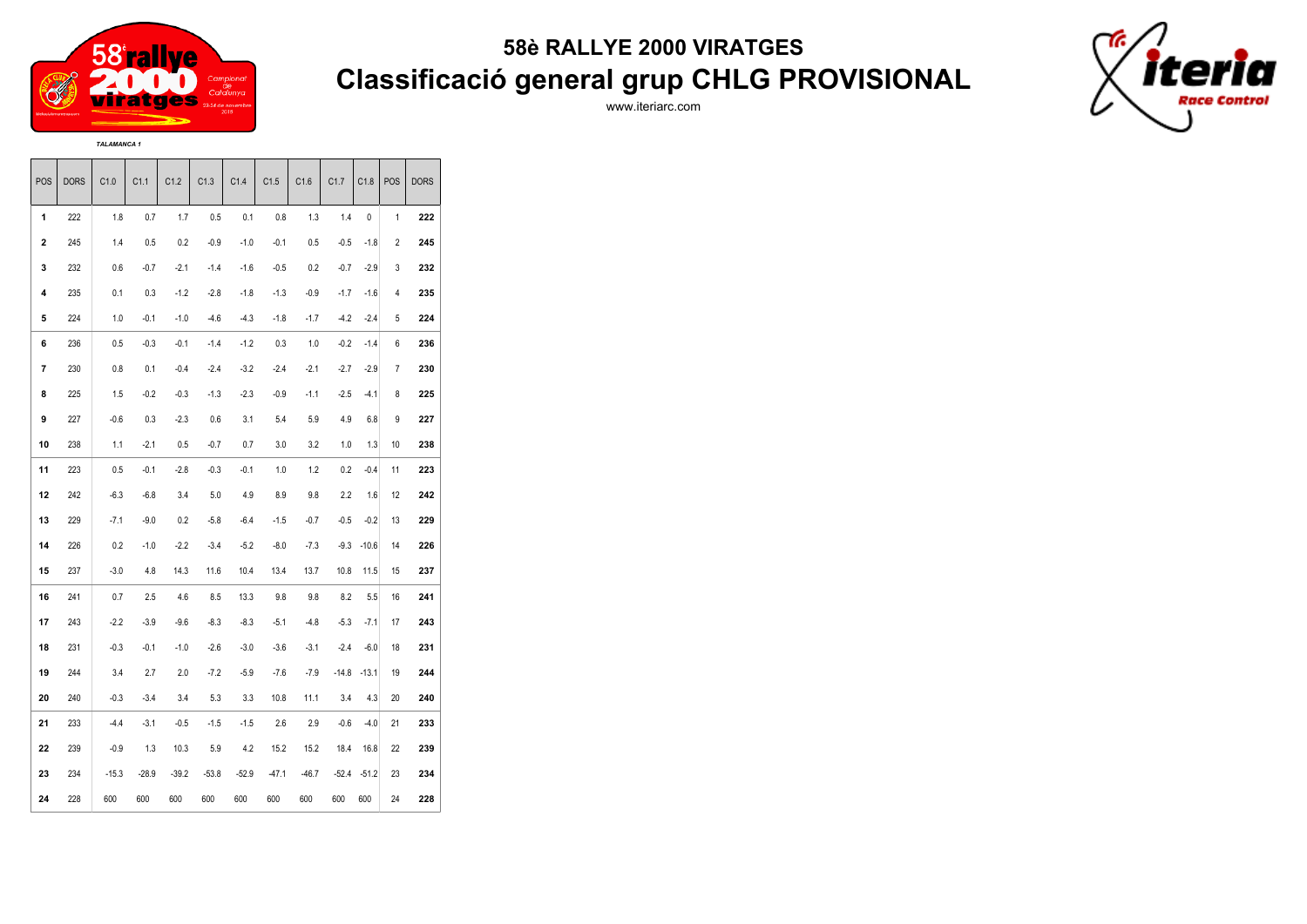# 58è RALLYE 2000 VIRATGES

## Classificació general grup CHLG PROVISIONAL

www.iteriarc.com

*TALAMANCA 1*

| POS | DORS | C1.0 | C1.1 | C1.2 | C1.3 | C1.4 | C1.5 | C1.6 | C1.7 | C1.8 | POS | DORS |
|---|---|---|---|---|---|---|---|---|---|---|---|---|
| **1** | 222 | 1.8 | 0.7 | 1.7 | 0.5 | 0.1 | 0.8 | 1.3 | 1.4 | 0 | 1 | **222** |
| **2** | 245 | 1.4 | 0.5 | 0.2 | -0.9 | -1.0 | -0.1 | 0.5 | -0.5 | -1.8 | 2 | **245** |
| **3** | 232 | 0.6 | -0.7 | -2.1 | -1.4 | -1.6 | -0.5 | 0.2 | -0.7 | -2.9 | 3 | **232** |
| **4** | 235 | 0.1 | 0.3 | -1.2 | -2.8 | -1.8 | -1.3 | -0.9 | -1.7 | -1.6 | 4 | **235** |
| **5** | 224 | 1.0 | -0.1 | -1.0 | -4.6 | -4.3 | -1.8 | -1.7 | -4.2 | -2.4 | 5 | **224** |
| **6** | 236 | 0.5 | -0.3 | -0.1 | -1.4 | -1.2 | 0.3 | 1.0 | -0.2 | -1.4 | 6 | **236** |
| **7** | 230 | 0.8 | 0.1 | -0.4 | -2.4 | -3.2 | -2.4 | -2.1 | -2.7 | -2.9 | 7 | **230** |
| **8** | 225 | 1.5 | -0.2 | -0.3 | -1.3 | -2.3 | -0.9 | -1.1 | -2.5 | -4.1 | 8 | **225** |
| **9** | 227 | -0.6 | 0.3 | -2.3 | 0.6 | 3.1 | 5.4 | 5.9 | 4.9 | 6.8 | 9 | **227** |
| **10** | 238 | 1.1 | -2.1 | 0.5 | -0.7 | 0.7 | 3.0 | 3.2 | 1.0 | 1.3 | 10 | **238** |
| **11** | 223 | 0.5 | -0.1 | -2.8 | -0.3 | -0.1 | 1.0 | 1.2 | 0.2 | -0.4 | 11 | **223** |
| **12** | 242 | -6.3 | -6.8 | 3.4 | 5.0 | 4.9 | 8.9 | 9.8 | 2.2 | 1.6 | 12 | **242** |
| **13** | 229 | -7.1 | -9.0 | 0.2 | -5.8 | -6.4 | -1.5 | -0.7 | -0.5 | -0.2 | 13 | **229** |
| **14** | 226 | 0.2 | -1.0 | -2.2 | -3.4 | -5.2 | -8.0 | -7.3 | -9.3 | -10.6 | 14 | **226** |
| **15** | 237 | -3.0 | 4.8 | 14.3 | 11.6 | 10.4 | 13.4 | 13.7 | 10.8 | 11.5 | 15 | **237** |
| **16** | 241 | 0.7 | 2.5 | 4.6 | 8.5 | 13.3 | 9.8 | 9.8 | 8.2 | 5.5 | 16 | **241** |
| **17** | 243 | -2.2 | -3.9 | -9.6 | -8.3 | -8.3 | -5.1 | -4.8 | -5.3 | -7.1 | 17 | **243** |
| **18** | 231 | -0.3 | -0.1 | -1.0 | -2.6 | -3.0 | -3.6 | -3.1 | -2.4 | -6.0 | 18 | **231** |
| **19** | 244 | 3.4 | 2.7 | 2.0 | -7.2 | -5.9 | -7.6 | -7.9 | -14.8 | -13.1 | 19 | **244** |
| **20** | 240 | -0.3 | -3.4 | 3.4 | 5.3 | 3.3 | 10.8 | 11.1 | 3.4 | 4.3 | 20 | **240** |
| **21** | 233 | -4.4 | -3.1 | -0.5 | -1.5 | -1.5 | 2.6 | 2.9 | -0.6 | -4.0 | 21 | **233** |
| **22** | 239 | -0.9 | 1.3 | 10.3 | 5.9 | 4.2 | 15.2 | 15.2 | 18.4 | 16.8 | 22 | **239** |
| **23** | 234 | -15.3 | -28.9 | -39.2 | -53.8 | -52.9 | -47.1 | -46.7 | -52.4 | -51.2 | 23 | **234** |
| **24** | 228 | 600 | 600 | 600 | 600 | 600 | 600 | 600 | 600 | 600 | 24 | **228** |